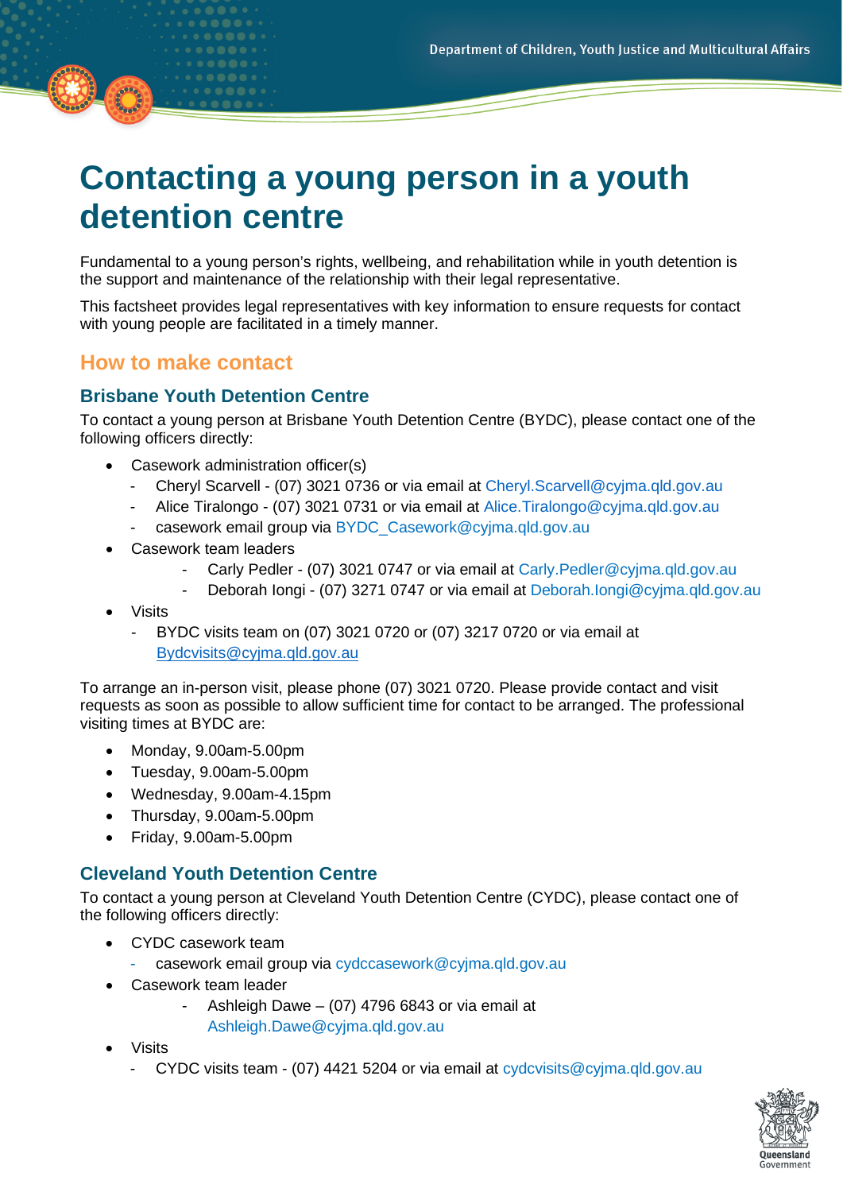# Contacting a young person in a youth detention centre

Fundamental to a young person's rights, wellbeing, and rehabilitation while in youth detention is the support and maintenance of the relationship with their legal representative.

This factsheet provides legal representatives with key information to ensure requests for contact with young people are facilitated in a timely manner.

## How to make contact

### Brisbane Youth Detention Centre

To contact a young person at Brisbane Youth Detention Centre (BYDC), please contact one of the following officers directly:

- Casework administration officer(s)
  - Cheryl Scarvell - (07) 3021 0736 or via email at Cheryl.Scarvell@cyjma.qld.gov.au
  - Alice Tiralongo - (07) 3021 0731 or via email at Alice.Tiralongo@cyjma.qld.gov.au
  - casework email group via BYDC_Casework@cyjma.qld.gov.au
- Casework team leaders
  - Carly Pedler - (07) 3021 0747 or via email at Carly.Pedler@cyjma.qld.gov.au
  - Deborah Iongi - (07) 3271 0747 or via email at Deborah.Iongi@cyjma.qld.gov.au
- Visits
  - BYDC visits team on (07) 3021 0720 or (07) 3217 0720 or via email at Bydcvisits@cyjma.qld.gov.au

To arrange an in-person visit, please phone (07) 3021 0720. Please provide contact and visit requests as soon as possible to allow sufficient time for contact to be arranged. The professional visiting times at BYDC are:

- Monday, 9.00am-5.00pm
- Tuesday, 9.00am-5.00pm
- Wednesday, 9.00am-4.15pm
- Thursday, 9.00am-5.00pm
- Friday, 9.00am-5.00pm

### Cleveland Youth Detention Centre

To contact a young person at Cleveland Youth Detention Centre (CYDC), please contact one of the following officers directly:

- CYDC casework team
  - casework email group via cydccasework@cyjma.qld.gov.au
- Casework team leader
  - Ashleigh Dawe – (07) 4796 6843 or via email at Ashleigh.Dawe@cyjma.qld.gov.au
- Visits
  - CYDC visits team - (07) 4421 5204 or via email at cydcvisits@cyjma.qld.gov.au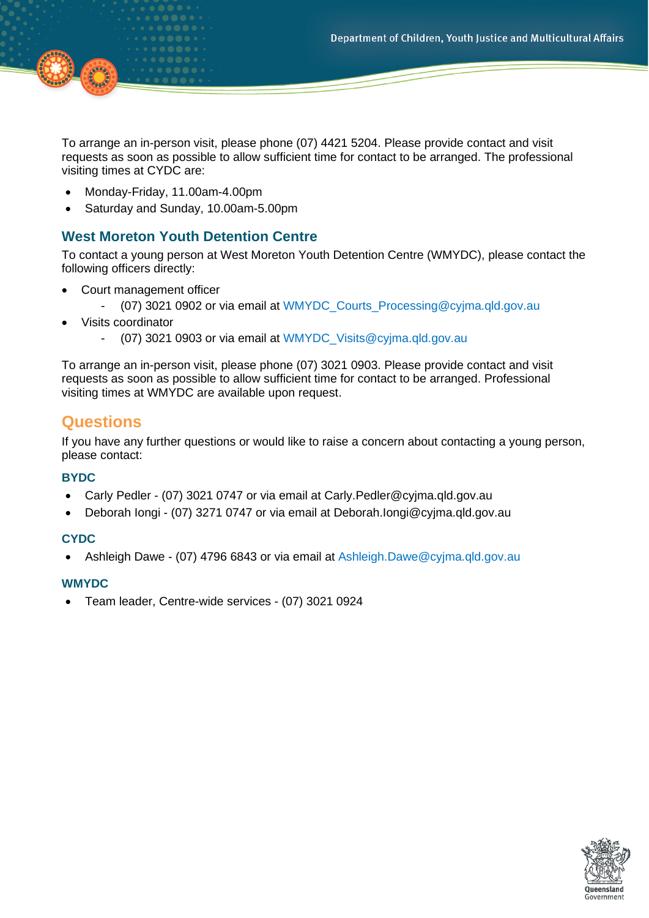To arrange an in-person visit, please phone (07) 4421 5204. Please provide contact and visit requests as soon as possible to allow sufficient time for contact to be arranged. The professional visiting times at CYDC are:

- Monday-Friday, 11.00am-4.00pm
- Saturday and Sunday, 10.00am-5.00pm

### West Moreton Youth Detention Centre

To contact a young person at West Moreton Youth Detention Centre (WMYDC), please contact the following officers directly:

- Court management officer
  - (07) 3021 0902 or via email at WMYDC_Courts_Processing@cyjma.qld.gov.au
- Visits coordinator
  - (07) 3021 0903 or via email at WMYDC_Visits@cyjma.qld.gov.au

To arrange an in-person visit, please phone (07) 3021 0903. Please provide contact and visit requests as soon as possible to allow sufficient time for contact to be arranged. Professional visiting times at WMYDC are available upon request.

## Questions

If you have any further questions or would like to raise a concern about contacting a young person, please contact:

#### BYDC

- Carly Pedler - (07) 3021 0747 or via email at Carly.Pedler@cyjma.qld.gov.au
- Deborah Iongi - (07) 3271 0747 or via email at Deborah.Iongi@cyjma.qld.gov.au

#### CYDC

- Ashleigh Dawe - (07) 4796 6843 or via email at Ashleigh.Dawe@cyjma.qld.gov.au

#### WMYDC

- Team leader, Centre-wide services - (07) 3021 0924